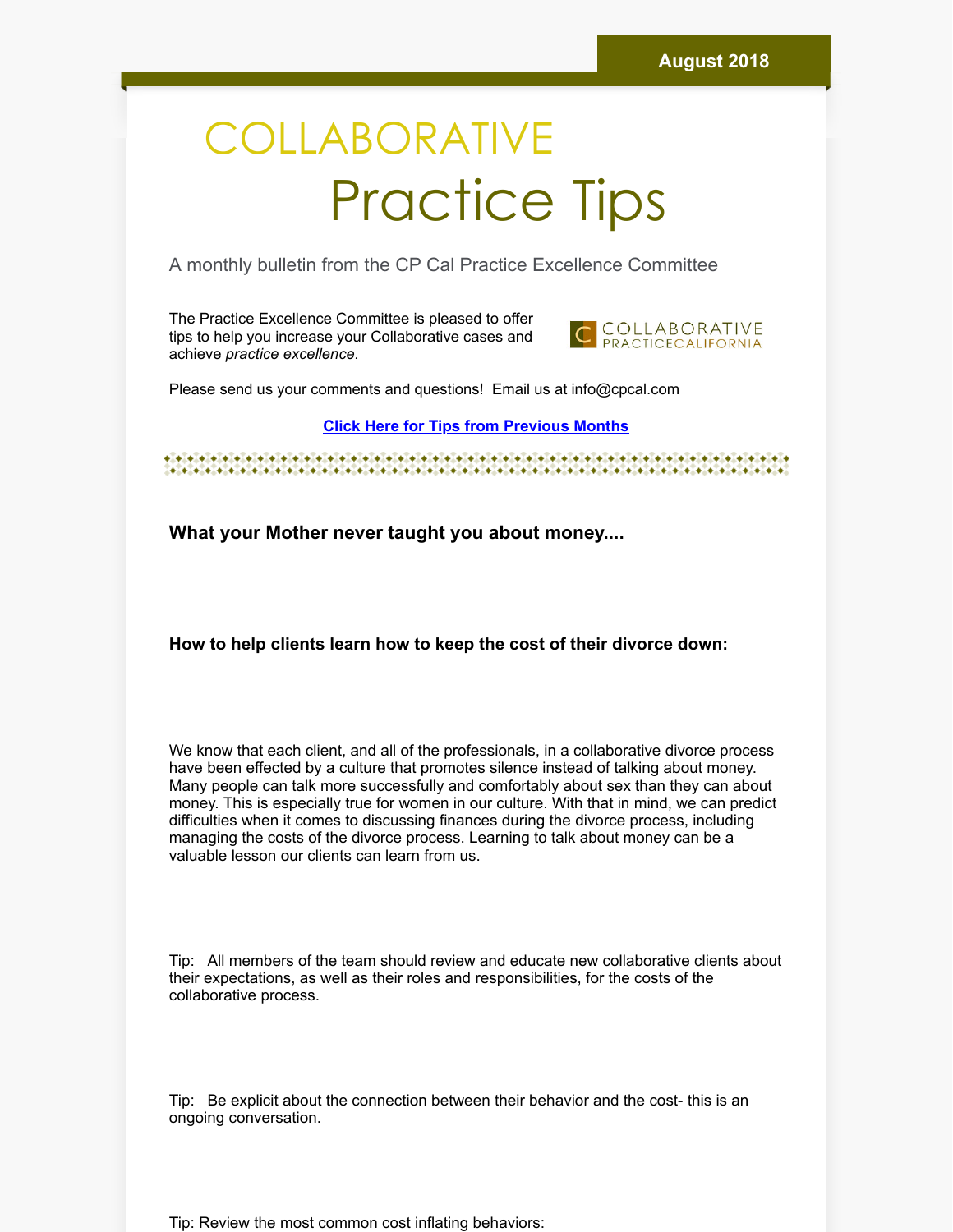August 2018

# COLLABORATIVE Practice Tips

A monthly bulletin from the CP Cal Practice Excellence Committee

The Practice Excellence Committee is pleased to offer tips to help you increase your Collaborative cases and achieve *practice excellence*.

COLLABORATIVE PRACTICECALIFORNIA

Please send us your comments and questions! Email us at info@cpcal.com

**Click Here for Tips from Previous Months**

### What your Mother never taught you about money....

### How to help clients learn how to keep the cost of their divorce down:

We know that each client, and all of the professionals, in a collaborative divorce process have been effected by a culture that promotes silence instead of talking about money. Many people can talk more successfully and comfortably about sex than they can about money. This is especially true for women in our culture. With that in mind, we can predict difficulties when it comes to discussing finances during the divorce process, including managing the costs of the divorce process. Learning to talk about money can be a valuable lesson our clients can learn from us.

Tip: All members of the team should review and educate new collaborative clients about their expectations, as well as their roles and responsibilities, for the costs of the collaborative process.

Tip: Be explicit about the connection between their behavior and the cost- this is an ongoing conversation.

Tip: Review the most common cost inflating behaviors: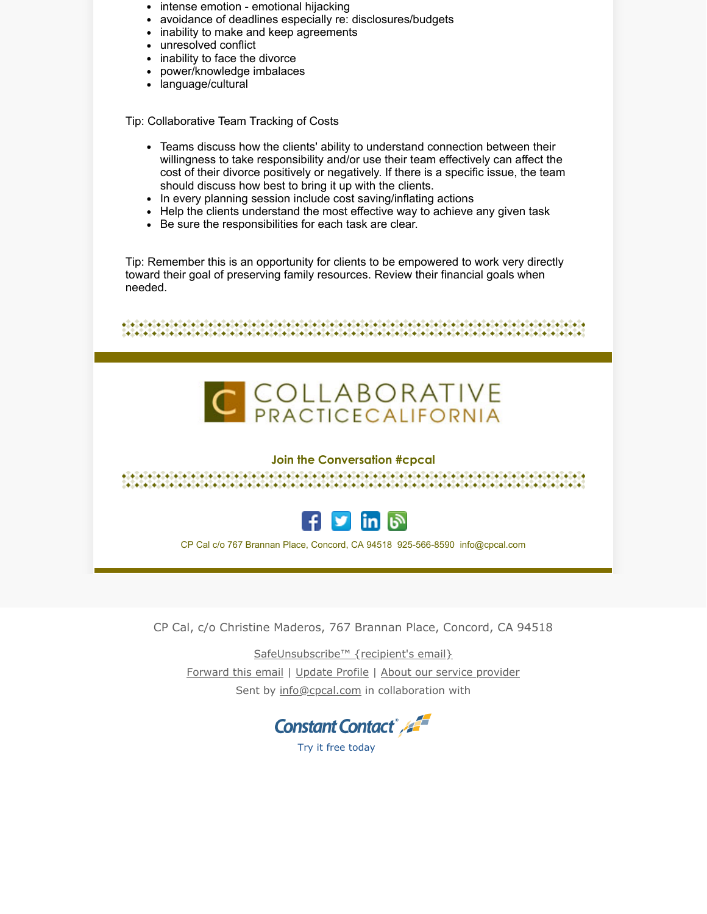- intense emotion - emotional hijacking
- avoidance of deadlines especially re: disclosures/budgets
- inability to make and keep agreements
- unresolved conflict
- inability to face the divorce
- power/knowledge imbalaces
- language/cultural

Tip: Collaborative Team Tracking of Costs

- Teams discuss how the clients' ability to understand connection between their willingness to take responsibility and/or use their team effectively can affect the cost of their divorce positively or negatively. If there is a specific issue, the team should discuss how best to bring it up with the clients.
- In every planning session include cost saving/inflating actions
- Help the clients understand the most effective way to achieve any given task
- Be sure the responsibilities for each task are clear.

Tip: Remember this is an opportunity for clients to be empowered to work very directly toward their goal of preserving family resources. Review their financial goals when needed.

COLLABORATIVE PRACTICECALIFORNIA

**Join the Conversation #cpcal**

CP Cal c/o 767 Brannan Place, Concord, CA 94518 925-566-8590 info@cpcal.com

CP Cal, c/o Christine Maderos, 767 Brannan Place, Concord, CA 94518

SafeUnsubscribe™ {recipient's email}

Forward this email | Update Profile | About our service provider

Sent by info@cpcal.com in collaboration with

Constant Contact

Try it free today